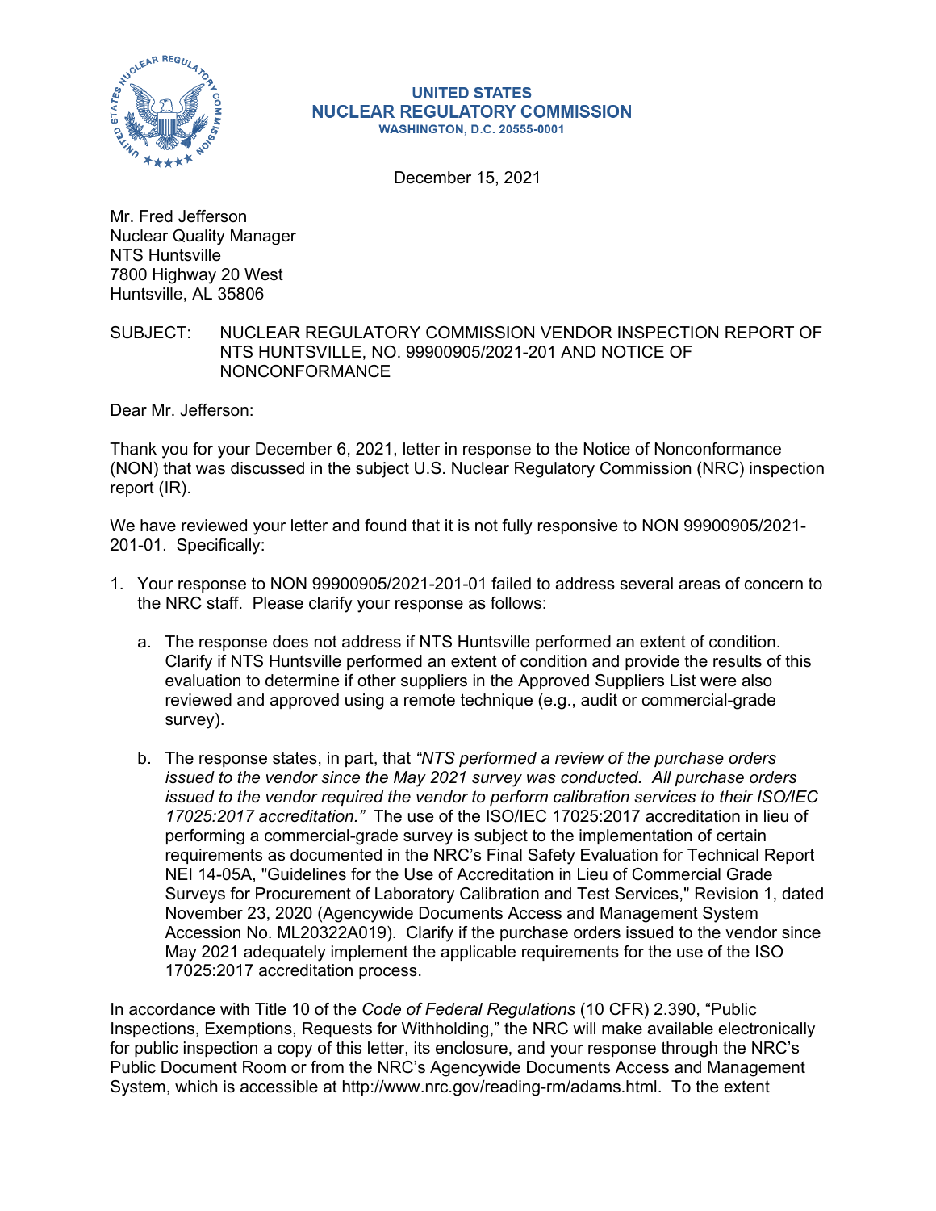UNITED STATES
NUCLEAR REGULATORY COMMISSION
WASHINGTON, D.C. 20555-0001

December 15, 2021

Mr. Fred Jefferson
Nuclear Quality Manager
NTS Huntsville
7800 Highway 20 West
Huntsville, AL 35806

SUBJECT: NUCLEAR REGULATORY COMMISSION VENDOR INSPECTION REPORT OF NTS HUNTSVILLE, NO. 99900905/2021-201 AND NOTICE OF NONCONFORMANCE

Dear Mr. Jefferson:

Thank you for your December 6, 2021, letter in response to the Notice of Nonconformance (NON) that was discussed in the subject U.S. Nuclear Regulatory Commission (NRC) inspection report (IR).

We have reviewed your letter and found that it is not fully responsive to NON 99900905/2021-201-01. Specifically:

1. Your response to NON 99900905/2021-201-01 failed to address several areas of concern to the NRC staff. Please clarify your response as follows:

   a. The response does not address if NTS Huntsville performed an extent of condition. Clarify if NTS Huntsville performed an extent of condition and provide the results of this evaluation to determine if other suppliers in the Approved Suppliers List were also reviewed and approved using a remote technique (e.g., audit or commercial-grade survey).

   b. The response states, in part, that *"NTS performed a review of the purchase orders issued to the vendor since the May 2021 survey was conducted. All purchase orders issued to the vendor required the vendor to perform calibration services to their ISO/IEC 17025:2017 accreditation."* The use of the ISO/IEC 17025:2017 accreditation in lieu of performing a commercial-grade survey is subject to the implementation of certain requirements as documented in the NRC's Final Safety Evaluation for Technical Report NEI 14-05A, "Guidelines for the Use of Accreditation in Lieu of Commercial Grade Surveys for Procurement of Laboratory Calibration and Test Services," Revision 1, dated November 23, 2020 (Agencywide Documents Access and Management System Accession No. ML20322A019). Clarify if the purchase orders issued to the vendor since May 2021 adequately implement the applicable requirements for the use of the ISO 17025:2017 accreditation process.

In accordance with Title 10 of the *Code of Federal Regulations* (10 CFR) 2.390, "Public Inspections, Exemptions, Requests for Withholding," the NRC will make available electronically for public inspection a copy of this letter, its enclosure, and your response through the NRC's Public Document Room or from the NRC's Agencywide Documents Access and Management System, which is accessible at http://www.nrc.gov/reading-rm/adams.html. To the extent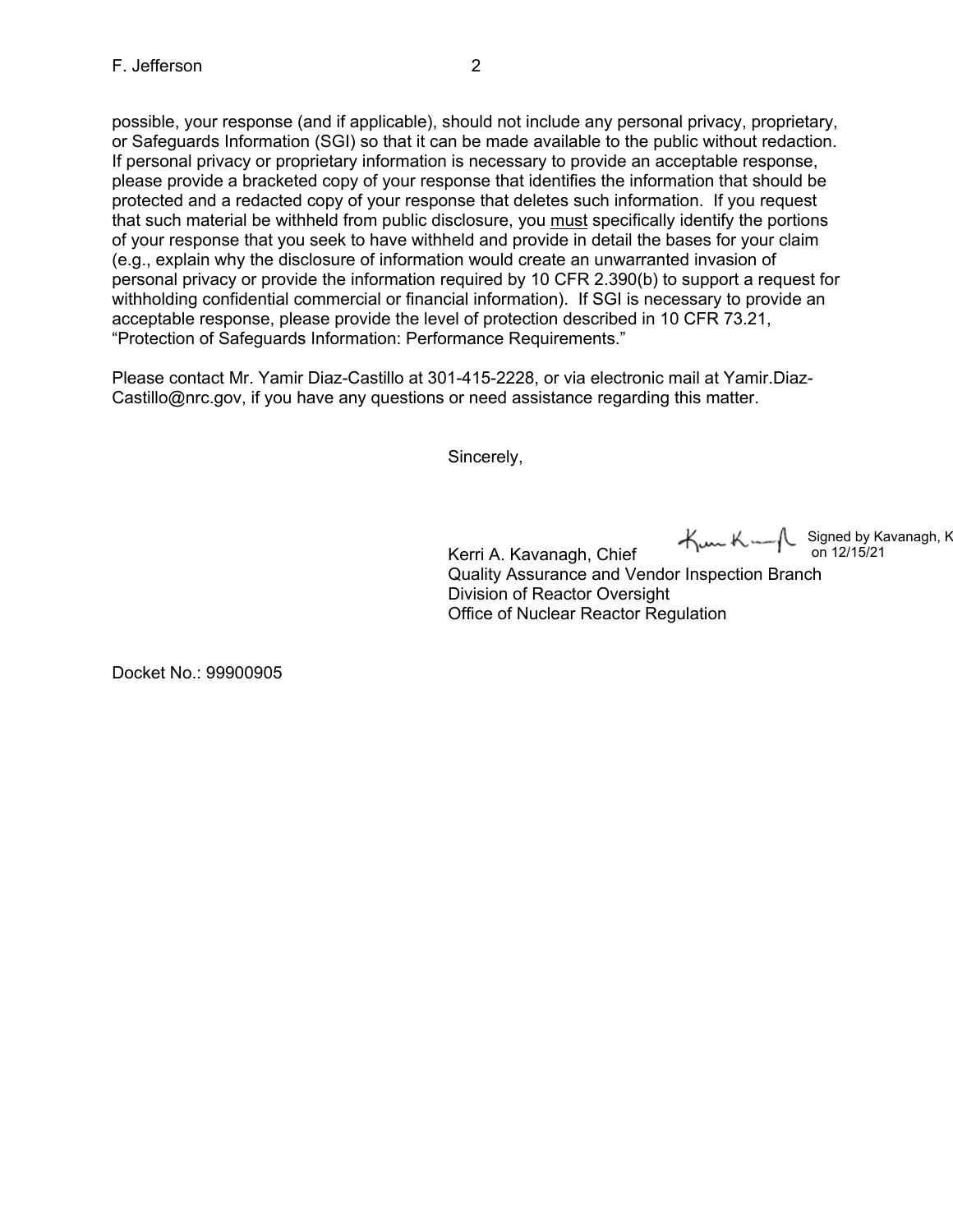possible, your response (and if applicable), should not include any personal privacy, proprietary, or Safeguards Information (SGI) so that it can be made available to the public without redaction. If personal privacy or proprietary information is necessary to provide an acceptable response, please provide a bracketed copy of your response that identifies the information that should be protected and a redacted copy of your response that deletes such information. If you request that such material be withheld from public disclosure, you must specifically identify the portions of your response that you seek to have withheld and provide in detail the bases for your claim (e.g., explain why the disclosure of information would create an unwarranted invasion of personal privacy or provide the information required by 10 CFR 2.390(b) to support a request for withholding confidential commercial or financial information). If SGI is necessary to provide an acceptable response, please provide the level of protection described in 10 CFR 73.21, “Protection of Safeguards Information: Performance Requirements.”

Please contact Mr. Yamir Diaz-Castillo at 301-415-2228, or via electronic mail at Yamir.Diaz-Castillo@nrc.gov, if you have any questions or need assistance regarding this matter.

Sincerely,

Signed by Kavanagh, K on 12/15/21

Kerri A. Kavanagh, Chief
Quality Assurance and Vendor Inspection Branch
Division of Reactor Oversight
Office of Nuclear Reactor Regulation

Docket No.: 99900905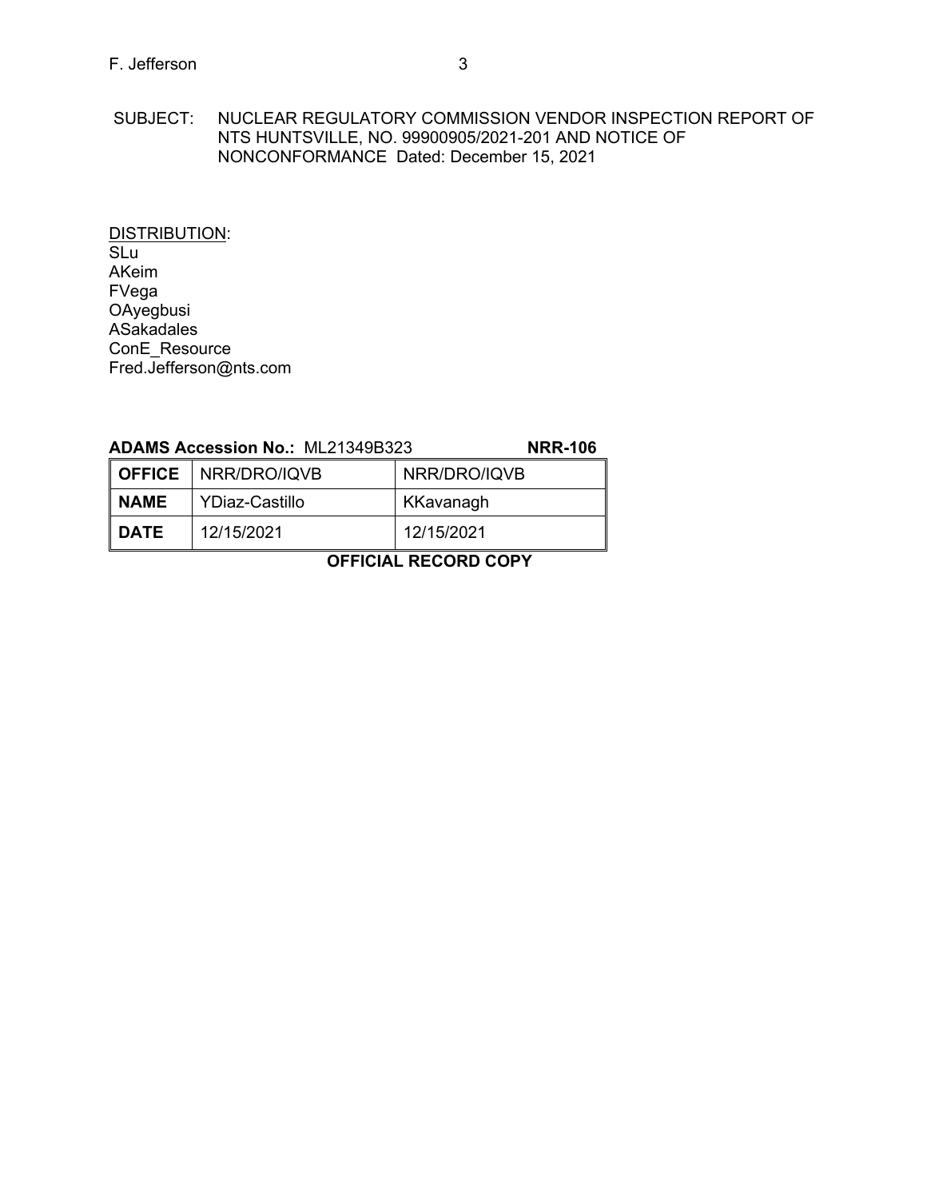SUBJECT: NUCLEAR REGULATORY COMMISSION VENDOR INSPECTION REPORT OF NTS HUNTSVILLE, NO. 99900905/2021-201 AND NOTICE OF NONCONFORMANCE Dated: December 15, 2021

DISTRIBUTION:
SLu
AKeim
FVega
OAyegbusi
ASakadales
ConE_Resource
Fred.Jefferson@nts.com

**ADAMS Accession No.:** ML21349B323 **NRR-106**

| **OFFICE** | NRR/DRO/IQVB | NRR/DRO/IQVB |
|---|---|---|
| **NAME** | YDiaz-Castillo | KKavanagh |
| **DATE** | 12/15/2021 | 12/15/2021 |

**OFFICIAL RECORD COPY**